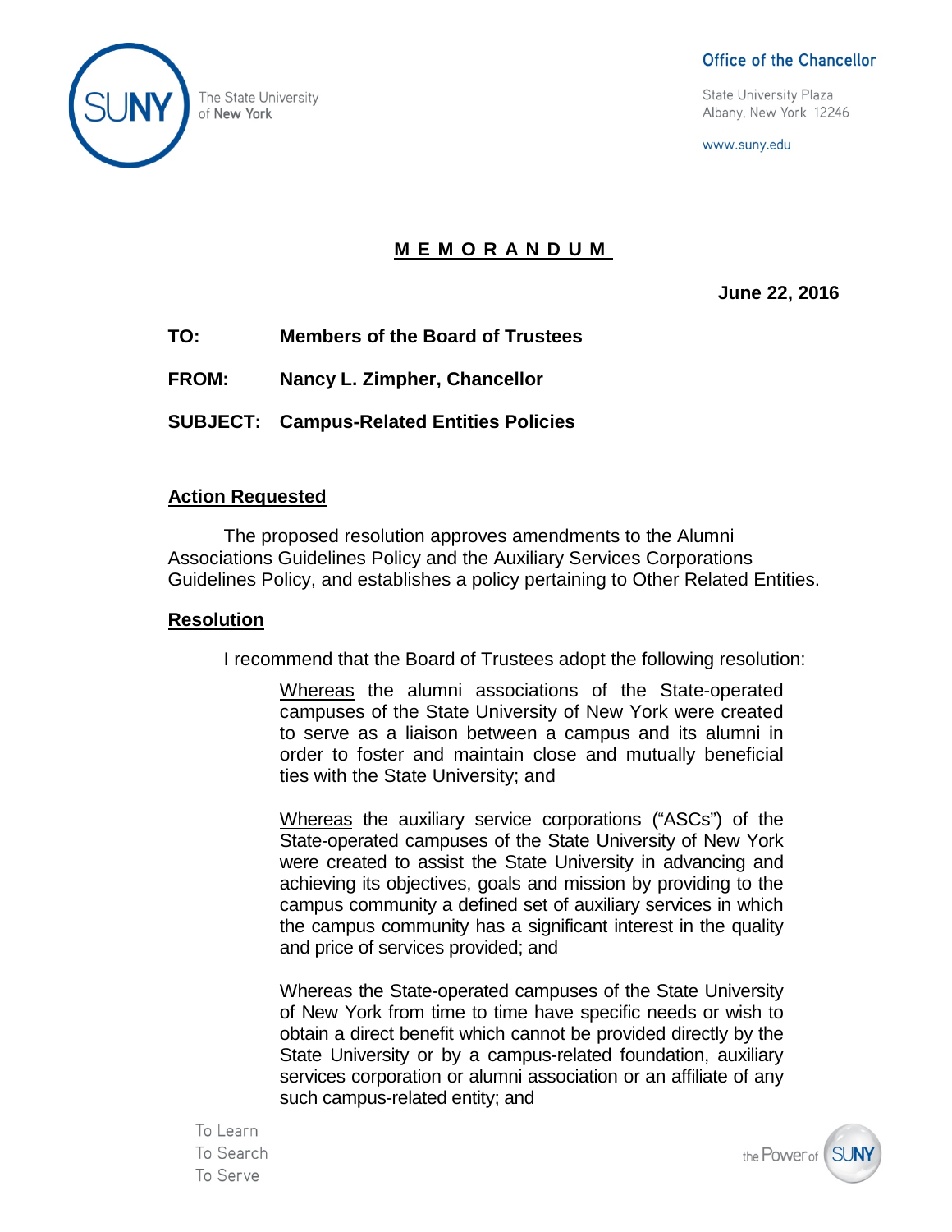The State University of New York

Office of the Chancellor

State University Plaza
Albany, New York 12246

www.suny.edu

# MEMORANDUM

**June 22, 2016**

**TO:** **Members of the Board of Trustees**

**FROM:** **Nancy L. Zimpher, Chancellor**

**SUBJECT:** **Campus-Related Entities Policies**

## Action Requested

The proposed resolution approves amendments to the Alumni Associations Guidelines Policy and the Auxiliary Services Corporations Guidelines Policy, and establishes a policy pertaining to Other Related Entities.

## Resolution

I recommend that the Board of Trustees adopt the following resolution:

> Whereas the alumni associations of the State-operated campuses of the State University of New York were created to serve as a liaison between a campus and its alumni in order to foster and maintain close and mutually beneficial ties with the State University; and
>
> Whereas the auxiliary service corporations ("ASCs") of the State-operated campuses of the State University of New York were created to assist the State University in advancing and achieving its objectives, goals and mission by providing to the campus community a defined set of auxiliary services in which the campus community has a significant interest in the quality and price of services provided; and
>
> Whereas the State-operated campuses of the State University of New York from time to time have specific needs or wish to obtain a direct benefit which cannot be provided directly by the State University or by a campus-related foundation, auxiliary services corporation or alumni association or an affiliate of any such campus-related entity; and

To Learn
To Search
To Serve

the Power of SUNY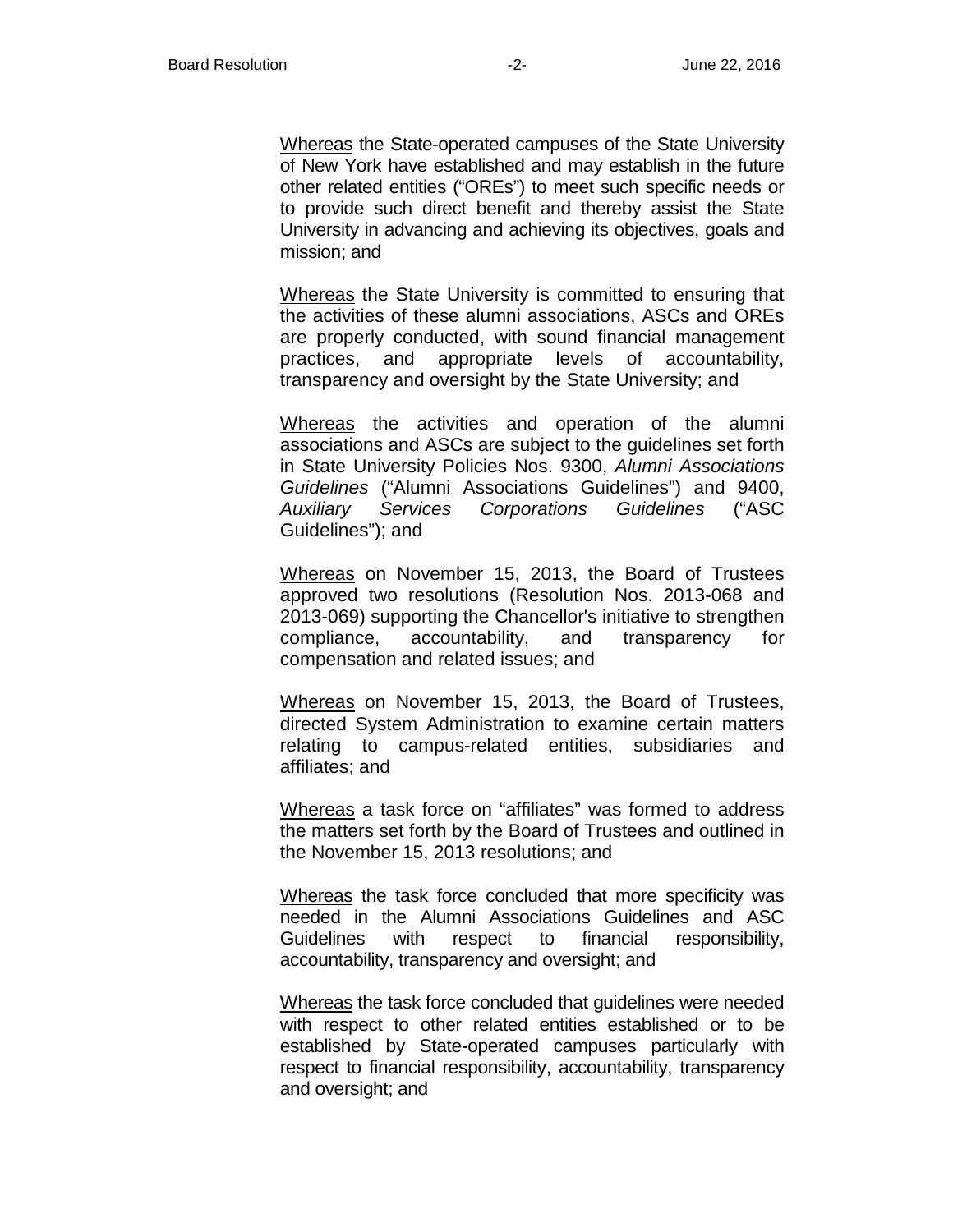<u>Whereas</u> the State-operated campuses of the State University of New York have established and may establish in the future other related entities ("OREs") to meet such specific needs or to provide such direct benefit and thereby assist the State University in advancing and achieving its objectives, goals and mission; and

<u>Whereas</u> the State University is committed to ensuring that the activities of these alumni associations, ASCs and OREs are properly conducted, with sound financial management practices, and appropriate levels of accountability, transparency and oversight by the State University; and

<u>Whereas</u> the activities and operation of the alumni associations and ASCs are subject to the guidelines set forth in State University Policies Nos. 9300, *Alumni Associations Guidelines* ("Alumni Associations Guidelines") and 9400, *Auxiliary Services Corporations Guidelines* ("ASC Guidelines"); and

<u>Whereas</u> on November 15, 2013, the Board of Trustees approved two resolutions (Resolution Nos. 2013-068 and 2013-069) supporting the Chancellor's initiative to strengthen compliance, accountability, and transparency for compensation and related issues; and

<u>Whereas</u> on November 15, 2013, the Board of Trustees, directed System Administration to examine certain matters relating to campus-related entities, subsidiaries and affiliates; and

<u>Whereas</u> a task force on "affiliates" was formed to address the matters set forth by the Board of Trustees and outlined in the November 15, 2013 resolutions; and

<u>Whereas</u> the task force concluded that more specificity was needed in the Alumni Associations Guidelines and ASC Guidelines with respect to financial responsibility, accountability, transparency and oversight; and

<u>Whereas</u> the task force concluded that guidelines were needed with respect to other related entities established or to be established by State-operated campuses particularly with respect to financial responsibility, accountability, transparency and oversight; and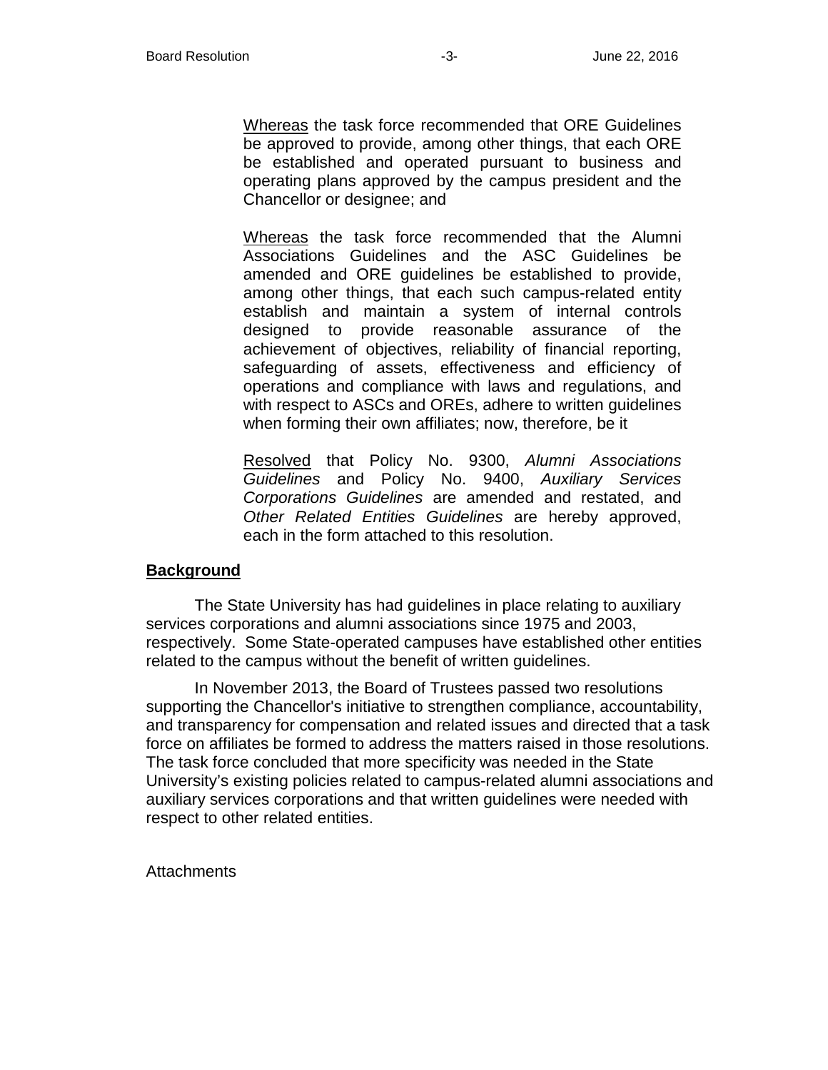<u>Whereas</u> the task force recommended that ORE Guidelines be approved to provide, among other things, that each ORE be established and operated pursuant to business and operating plans approved by the campus president and the Chancellor or designee; and

<u>Whereas</u> the task force recommended that the Alumni Associations Guidelines and the ASC Guidelines be amended and ORE guidelines be established to provide, among other things, that each such campus-related entity establish and maintain a system of internal controls designed to provide reasonable assurance of the achievement of objectives, reliability of financial reporting, safeguarding of assets, effectiveness and efficiency of operations and compliance with laws and regulations, and with respect to ASCs and OREs, adhere to written guidelines when forming their own affiliates; now, therefore, be it

<u>Resolved</u> that Policy No. 9300, *Alumni Associations Guidelines* and Policy No. 9400, *Auxiliary Services Corporations Guidelines* are amended and restated, and *Other Related Entities Guidelines* are hereby approved, each in the form attached to this resolution.

## **Background**

The State University has had guidelines in place relating to auxiliary services corporations and alumni associations since 1975 and 2003, respectively. Some State-operated campuses have established other entities related to the campus without the benefit of written guidelines.

In November 2013, the Board of Trustees passed two resolutions supporting the Chancellor's initiative to strengthen compliance, accountability, and transparency for compensation and related issues and directed that a task force on affiliates be formed to address the matters raised in those resolutions. The task force concluded that more specificity was needed in the State University's existing policies related to campus-related alumni associations and auxiliary services corporations and that written guidelines were needed with respect to other related entities.

Attachments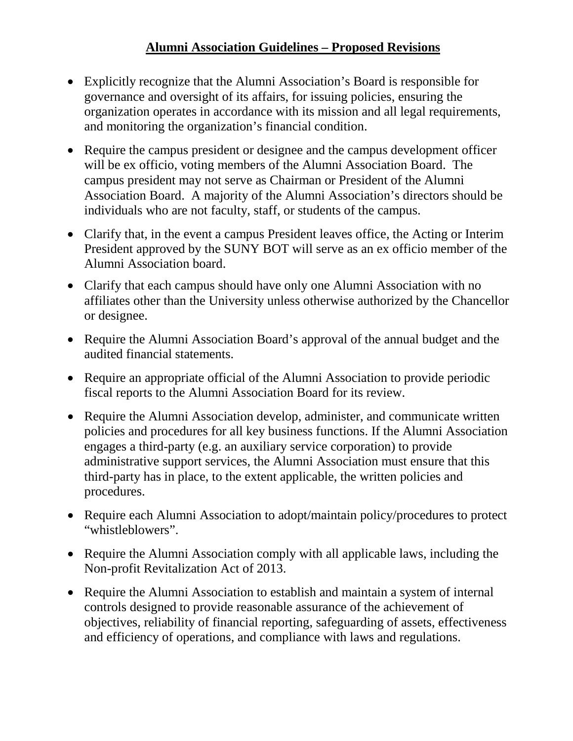**Alumni Association Guidelines – Proposed Revisions**

- Explicitly recognize that the Alumni Association's Board is responsible for governance and oversight of its affairs, for issuing policies, ensuring the organization operates in accordance with its mission and all legal requirements, and monitoring the organization's financial condition.
- Require the campus president or designee and the campus development officer will be ex officio, voting members of the Alumni Association Board. The campus president may not serve as Chairman or President of the Alumni Association Board. A majority of the Alumni Association's directors should be individuals who are not faculty, staff, or students of the campus.
- Clarify that, in the event a campus President leaves office, the Acting or Interim President approved by the SUNY BOT will serve as an ex officio member of the Alumni Association board.
- Clarify that each campus should have only one Alumni Association with no affiliates other than the University unless otherwise authorized by the Chancellor or designee.
- Require the Alumni Association Board's approval of the annual budget and the audited financial statements.
- Require an appropriate official of the Alumni Association to provide periodic fiscal reports to the Alumni Association Board for its review.
- Require the Alumni Association develop, administer, and communicate written policies and procedures for all key business functions. If the Alumni Association engages a third-party (e.g. an auxiliary service corporation) to provide administrative support services, the Alumni Association must ensure that this third-party has in place, to the extent applicable, the written policies and procedures.
- Require each Alumni Association to adopt/maintain policy/procedures to protect "whistleblowers".
- Require the Alumni Association comply with all applicable laws, including the Non-profit Revitalization Act of 2013.
- Require the Alumni Association to establish and maintain a system of internal controls designed to provide reasonable assurance of the achievement of objectives, reliability of financial reporting, safeguarding of assets, effectiveness and efficiency of operations, and compliance with laws and regulations.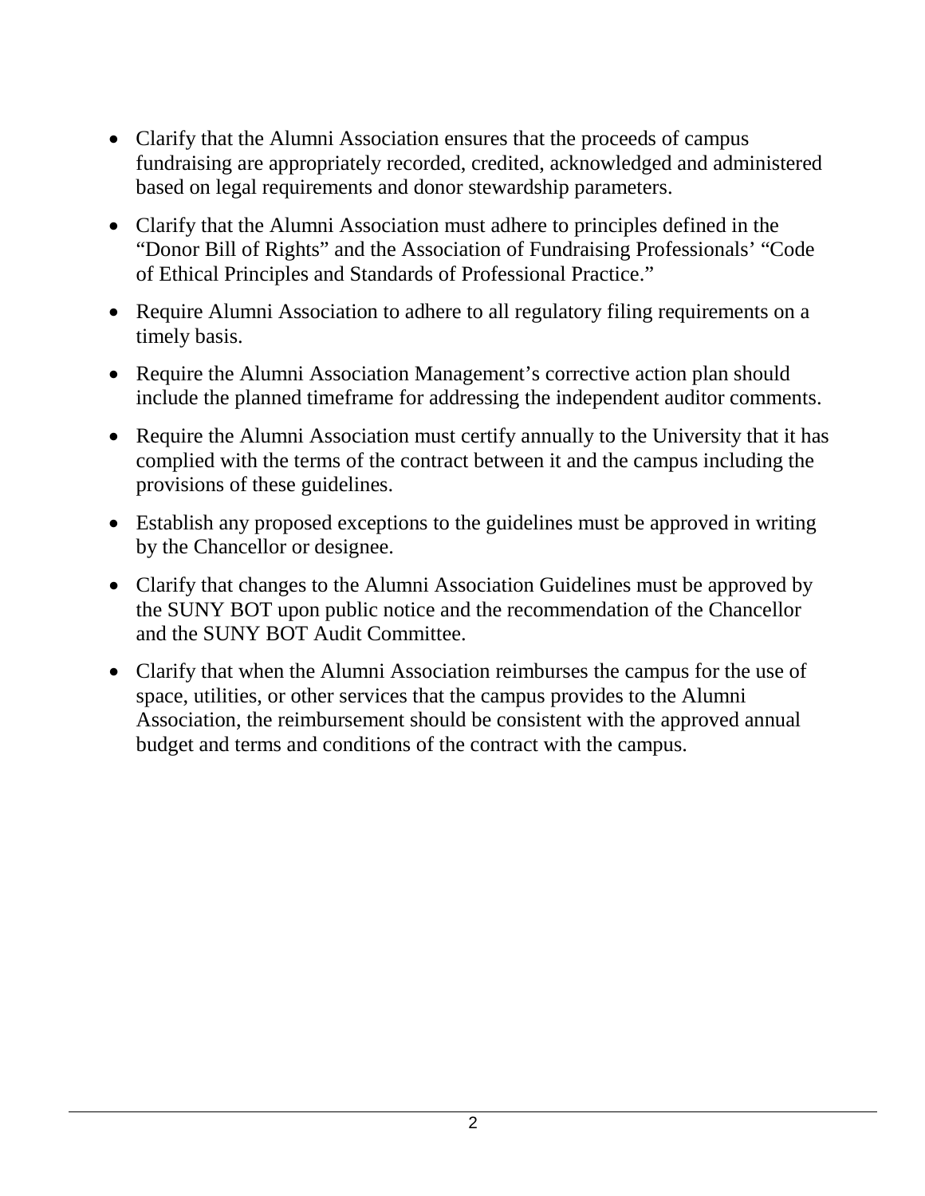- Clarify that the Alumni Association ensures that the proceeds of campus fundraising are appropriately recorded, credited, acknowledged and administered based on legal requirements and donor stewardship parameters.
- Clarify that the Alumni Association must adhere to principles defined in the "Donor Bill of Rights" and the Association of Fundraising Professionals' "Code of Ethical Principles and Standards of Professional Practice."
- Require Alumni Association to adhere to all regulatory filing requirements on a timely basis.
- Require the Alumni Association Management's corrective action plan should include the planned timeframe for addressing the independent auditor comments.
- Require the Alumni Association must certify annually to the University that it has complied with the terms of the contract between it and the campus including the provisions of these guidelines.
- Establish any proposed exceptions to the guidelines must be approved in writing by the Chancellor or designee.
- Clarify that changes to the Alumni Association Guidelines must be approved by the SUNY BOT upon public notice and the recommendation of the Chancellor and the SUNY BOT Audit Committee.
- Clarify that when the Alumni Association reimburses the campus for the use of space, utilities, or other services that the campus provides to the Alumni Association, the reimbursement should be consistent with the approved annual budget and terms and conditions of the contract with the campus.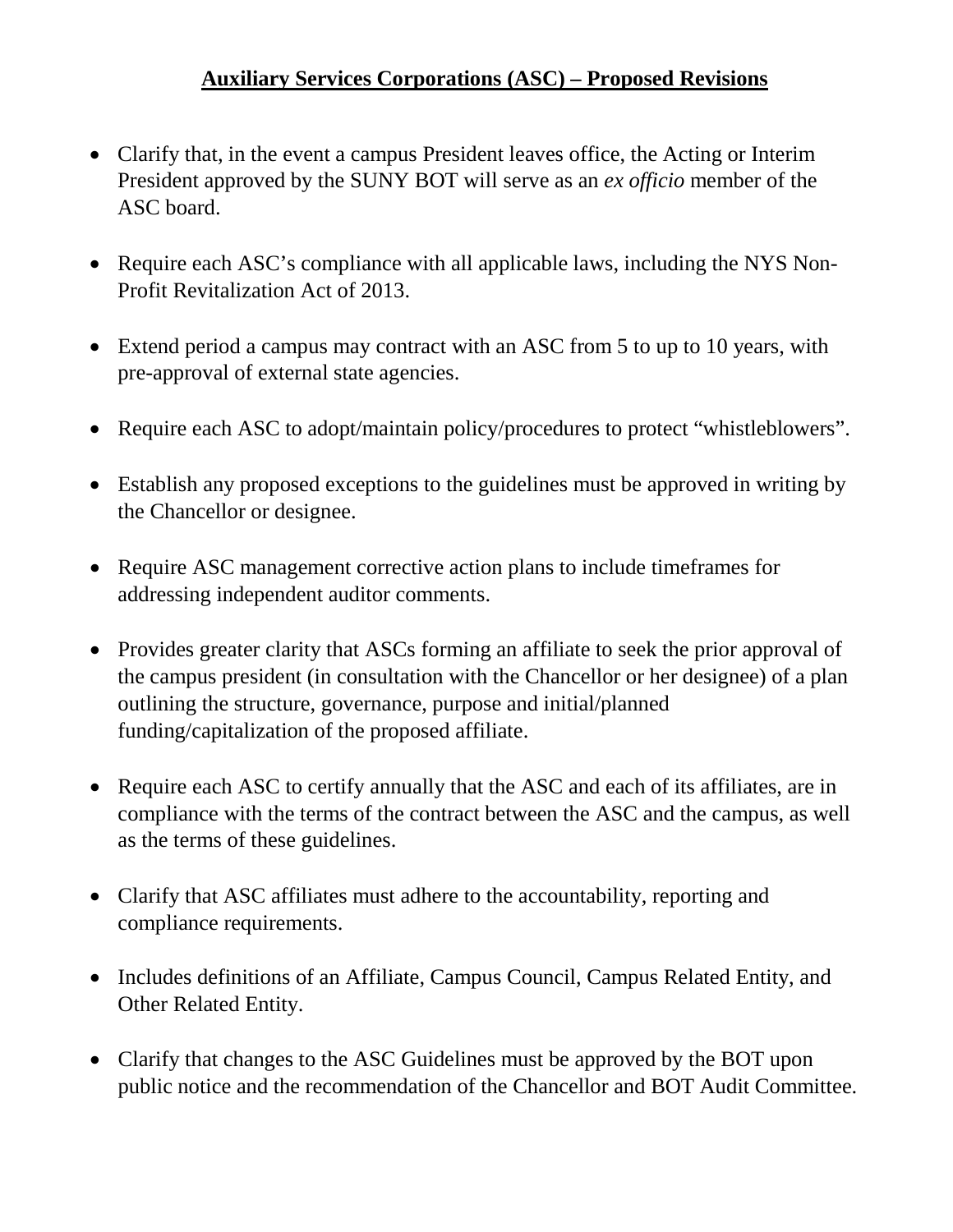## **Auxiliary Services Corporations (ASC) – Proposed Revisions**

- Clarify that, in the event a campus President leaves office, the Acting or Interim President approved by the SUNY BOT will serve as an *ex officio* member of the ASC board.
- Require each ASC's compliance with all applicable laws, including the NYS Non-Profit Revitalization Act of 2013.
- Extend period a campus may contract with an ASC from 5 to up to 10 years, with pre-approval of external state agencies.
- Require each ASC to adopt/maintain policy/procedures to protect "whistleblowers".
- Establish any proposed exceptions to the guidelines must be approved in writing by the Chancellor or designee.
- Require ASC management corrective action plans to include timeframes for addressing independent auditor comments.
- Provides greater clarity that ASCs forming an affiliate to seek the prior approval of the campus president (in consultation with the Chancellor or her designee) of a plan outlining the structure, governance, purpose and initial/planned funding/capitalization of the proposed affiliate.
- Require each ASC to certify annually that the ASC and each of its affiliates, are in compliance with the terms of the contract between the ASC and the campus, as well as the terms of these guidelines.
- Clarify that ASC affiliates must adhere to the accountability, reporting and compliance requirements.
- Includes definitions of an Affiliate, Campus Council, Campus Related Entity, and Other Related Entity.
- Clarify that changes to the ASC Guidelines must be approved by the BOT upon public notice and the recommendation of the Chancellor and BOT Audit Committee.